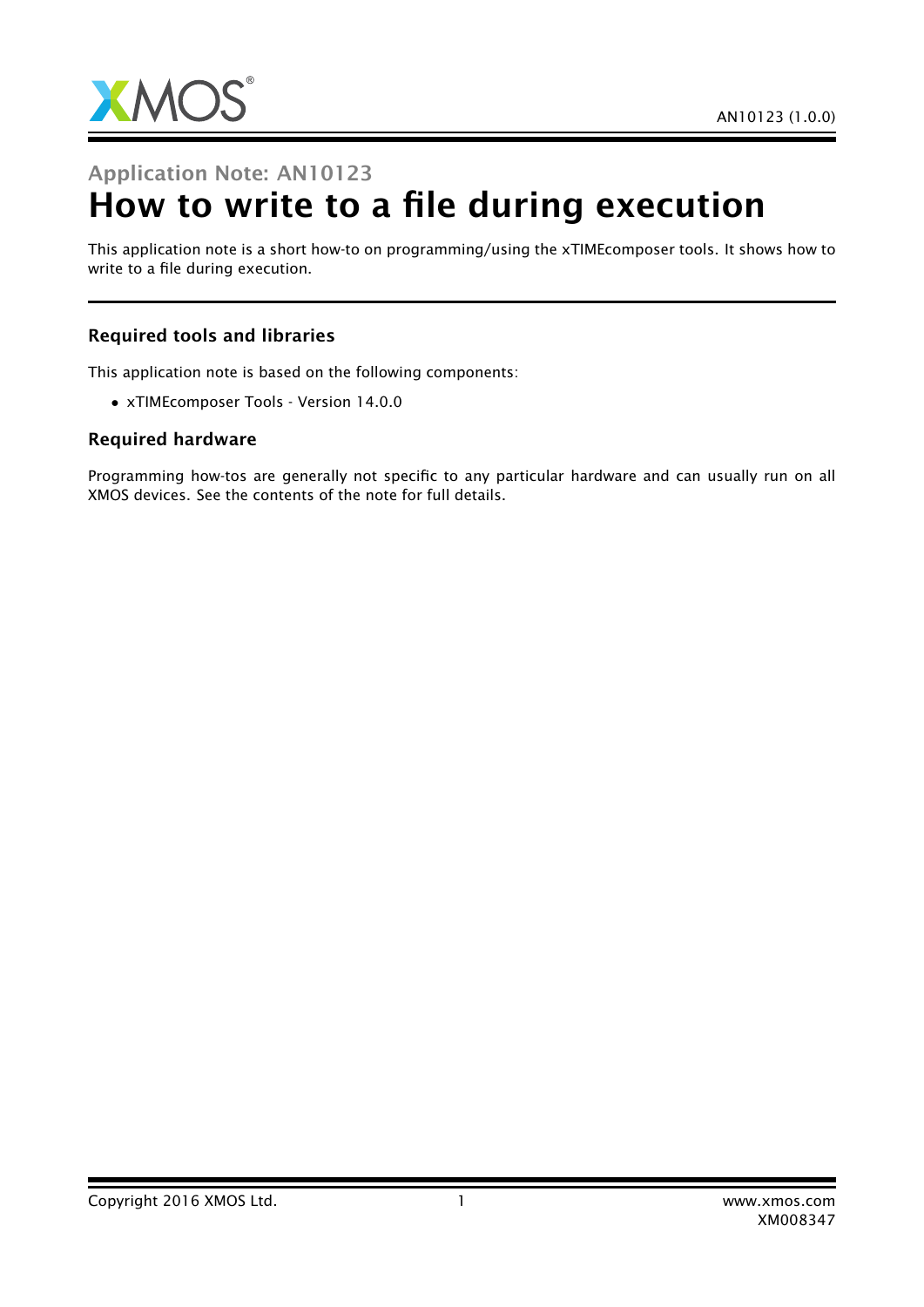Application Note: AN10123

# How to write to a file during execution

This application note is a short how-to on programming/using the xTIMEcomposer tools. It shows how to write to a file during execution.

### Required tools and libraries

This application note is based on the following components:

- xTIMEcomposer Tools - Version 14.0.0

### Required hardware

Programming how-tos are generally not specific to any particular hardware and can usually run on all XMOS devices. See the contents of the note for full details.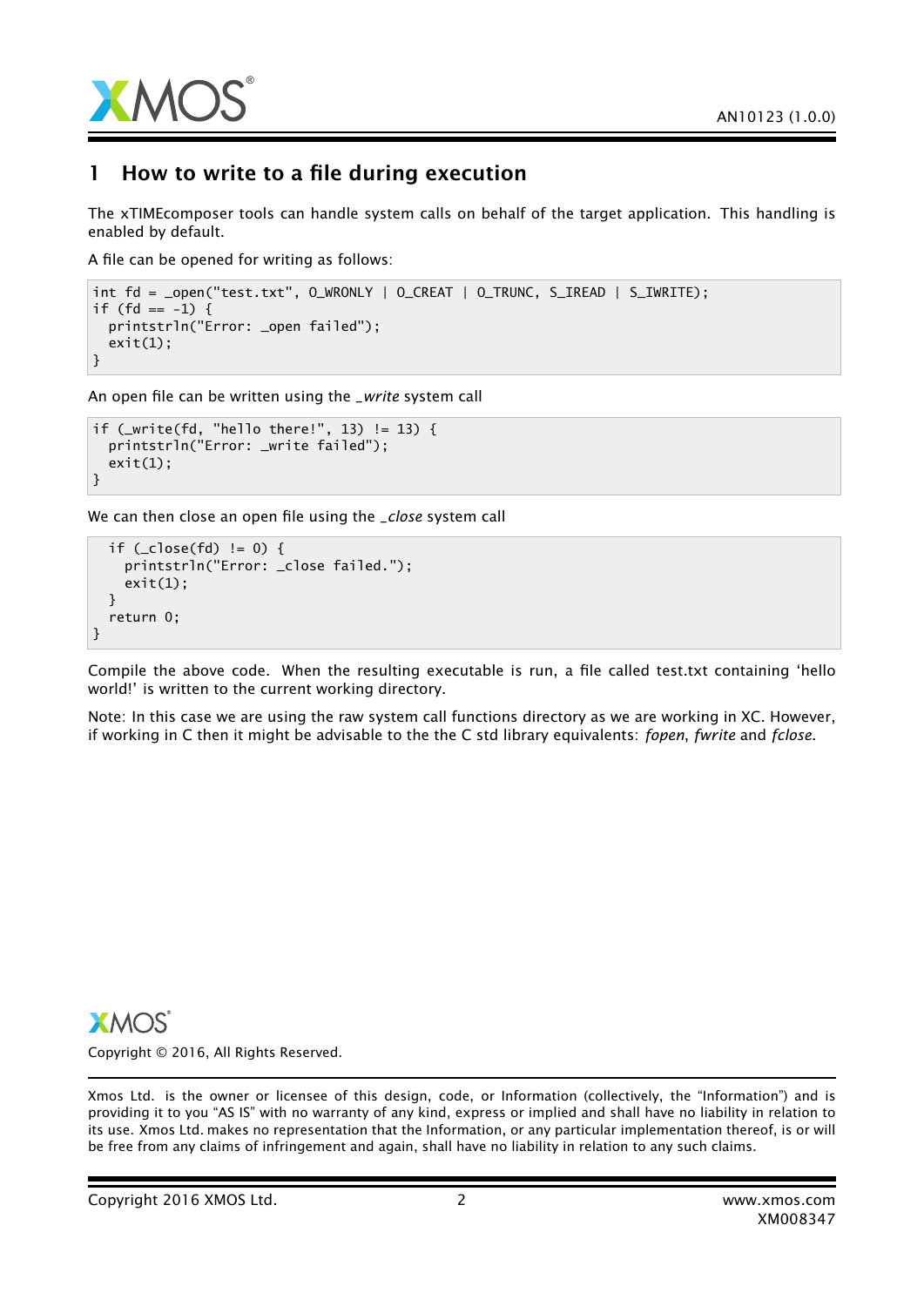# 1 How to write to a file during execution

The xTIMEcomposer tools can handle system calls on behalf of the target application. This handling is enabled by default.

A file can be opened for writing as follows:

```
int fd = _open("test.txt", O_WRONLY | O_CREAT | O_TRUNC, S_IREAD | S_IWRITE);
if (fd == -1) {
  printstrln("Error: _open failed");
  exit(1);
}
```

An open file can be written using the *_write* system call

```
if (_write(fd, "hello there!", 13) != 13) {
  printstrln("Error: _write failed");
  exit(1);
}
```

We can then close an open file using the *_close* system call

```
  if (_close(fd) != 0) {
    printstrln("Error: _close failed.");
    exit(1);
  }
  return 0;
}
```

Compile the above code. When the resulting executable is run, a file called test.txt containing 'hello world!' is written to the current working directory.

Note: In this case we are using the raw system call functions directory as we are working in XC. However, if working in C then it might be advisable to the the C std library equivalents: *fopen*, *fwrite* and *fclose*.

Copyright © 2016, All Rights Reserved.

Xmos Ltd. is the owner or licensee of this design, code, or Information (collectively, the "Information") and is providing it to you "AS IS" with no warranty of any kind, express or implied and shall have no liability in relation to its use. Xmos Ltd. makes no representation that the Information, or any particular implementation thereof, is or will be free from any claims of infringement and again, shall have no liability in relation to any such claims.